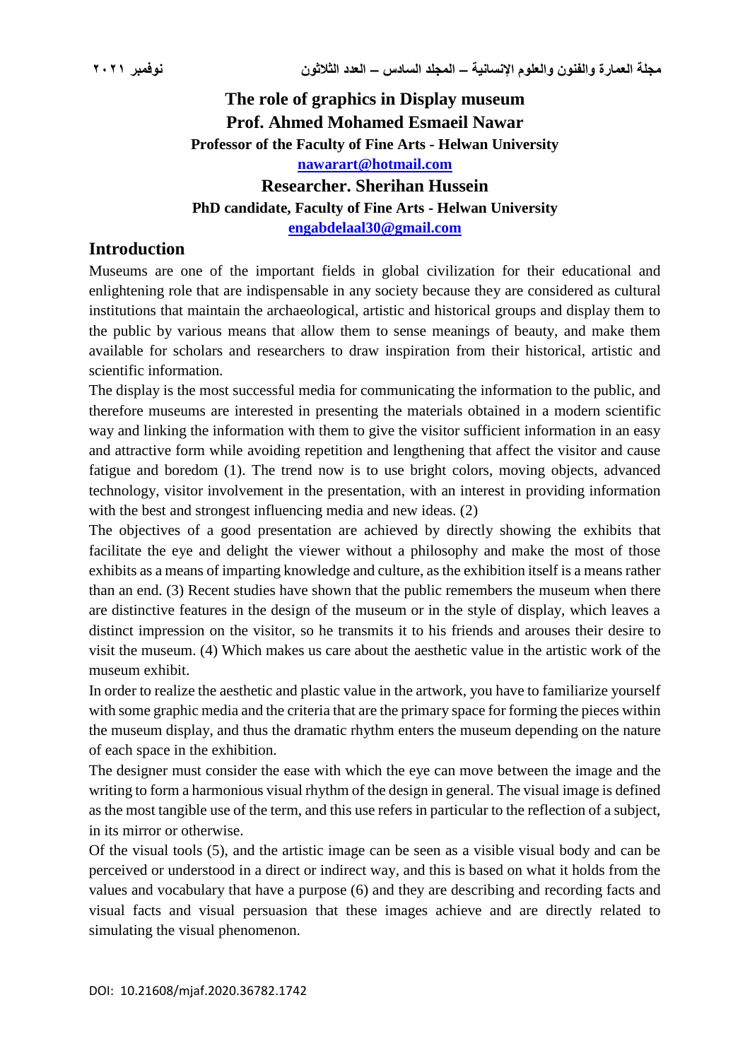# The role of graphics in Display museum

**Prof. Ahmed Mohamed Esmaeil Nawar**

**Professor of the Faculty of Fine Arts - Helwan University**

**nawarart@hotmail.com**

**Researcher. Sherihan Hussein**

**PhD candidate, Faculty of Fine Arts - Helwan University**

**engabdelaal30@gmail.com**

## Introduction

Museums are one of the important fields in global civilization for their educational and enlightening role that are indispensable in any society because they are considered as cultural institutions that maintain the archaeological, artistic and historical groups and display them to the public by various means that allow them to sense meanings of beauty, and make them available for scholars and researchers to draw inspiration from their historical, artistic and scientific information.

The display is the most successful media for communicating the information to the public, and therefore museums are interested in presenting the materials obtained in a modern scientific way and linking the information with them to give the visitor sufficient information in an easy and attractive form while avoiding repetition and lengthening that affect the visitor and cause fatigue and boredom (1). The trend now is to use bright colors, moving objects, advanced technology, visitor involvement in the presentation, with an interest in providing information with the best and strongest influencing media and new ideas. (2)

The objectives of a good presentation are achieved by directly showing the exhibits that facilitate the eye and delight the viewer without a philosophy and make the most of those exhibits as a means of imparting knowledge and culture, as the exhibition itself is a means rather than an end. (3) Recent studies have shown that the public remembers the museum when there are distinctive features in the design of the museum or in the style of display, which leaves a distinct impression on the visitor, so he transmits it to his friends and arouses their desire to visit the museum. (4) Which makes us care about the aesthetic value in the artistic work of the museum exhibit.

In order to realize the aesthetic and plastic value in the artwork, you have to familiarize yourself with some graphic media and the criteria that are the primary space for forming the pieces within the museum display, and thus the dramatic rhythm enters the museum depending on the nature of each space in the exhibition.

The designer must consider the ease with which the eye can move between the image and the writing to form a harmonious visual rhythm of the design in general. The visual image is defined as the most tangible use of the term, and this use refers in particular to the reflection of a subject, in its mirror or otherwise.

Of the visual tools (5), and the artistic image can be seen as a visible visual body and can be perceived or understood in a direct or indirect way, and this is based on what it holds from the values and vocabulary that have a purpose (6) and they are describing and recording facts and visual facts and visual persuasion that these images achieve and are directly related to simulating the visual phenomenon.

DOI: 10.21608/mjaf.2020.36782.1742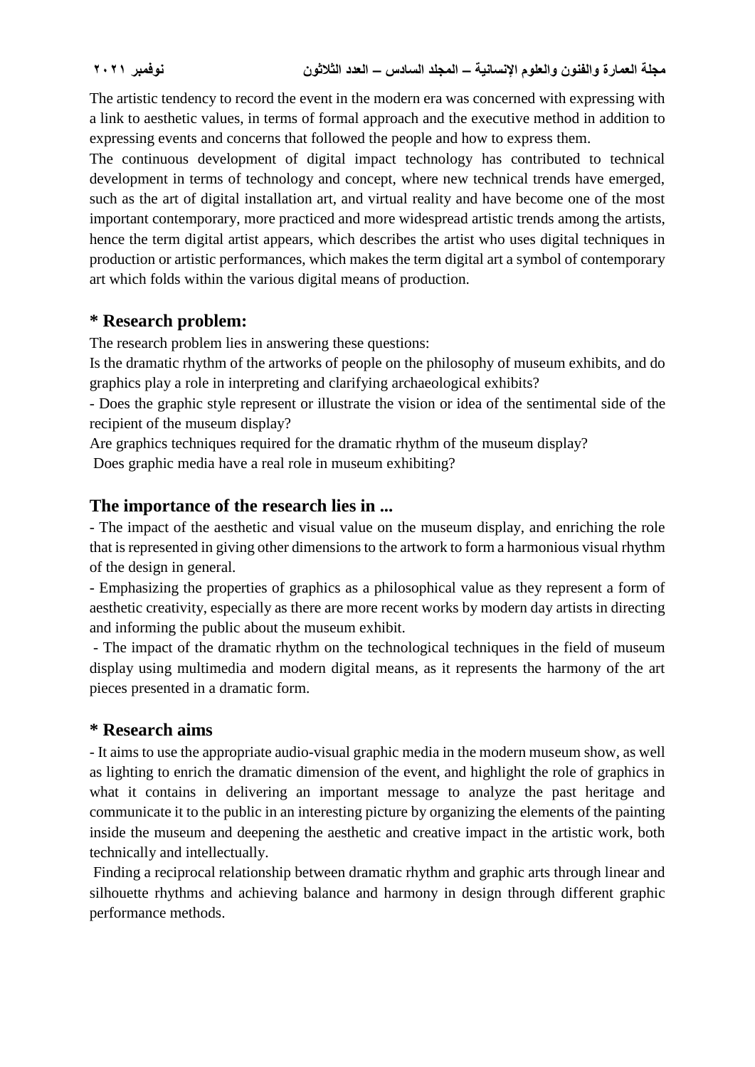The artistic tendency to record the event in the modern era was concerned with expressing with a link to aesthetic values, in terms of formal approach and the executive method in addition to expressing events and concerns that followed the people and how to express them.

The continuous development of digital impact technology has contributed to technical development in terms of technology and concept, where new technical trends have emerged, such as the art of digital installation art, and virtual reality and have become one of the most important contemporary, more practiced and more widespread artistic trends among the artists, hence the term digital artist appears, which describes the artist who uses digital techniques in production or artistic performances, which makes the term digital art a symbol of contemporary art which folds within the various digital means of production.

## * Research problem:

The research problem lies in answering these questions:

Is the dramatic rhythm of the artworks of people on the philosophy of museum exhibits, and do graphics play a role in interpreting and clarifying archaeological exhibits?

- Does the graphic style represent or illustrate the vision or idea of the sentimental side of the recipient of the museum display?

Are graphics techniques required for the dramatic rhythm of the museum display?

Does graphic media have a real role in museum exhibiting?

## The importance of the research lies in ...

- The impact of the aesthetic and visual value on the museum display, and enriching the role that is represented in giving other dimensions to the artwork to form a harmonious visual rhythm of the design in general.
- Emphasizing the properties of graphics as a philosophical value as they represent a form of aesthetic creativity, especially as there are more recent works by modern day artists in directing and informing the public about the museum exhibit.
- The impact of the dramatic rhythm on the technological techniques in the field of museum display using multimedia and modern digital means, as it represents the harmony of the art pieces presented in a dramatic form.

## * Research aims

- It aims to use the appropriate audio-visual graphic media in the modern museum show, as well as lighting to enrich the dramatic dimension of the event, and highlight the role of graphics in what it contains in delivering an important message to analyze the past heritage and communicate it to the public in an interesting picture by organizing the elements of the painting inside the museum and deepening the aesthetic and creative impact in the artistic work, both technically and intellectually.

Finding a reciprocal relationship between dramatic rhythm and graphic arts through linear and silhouette rhythms and achieving balance and harmony in design through different graphic performance methods.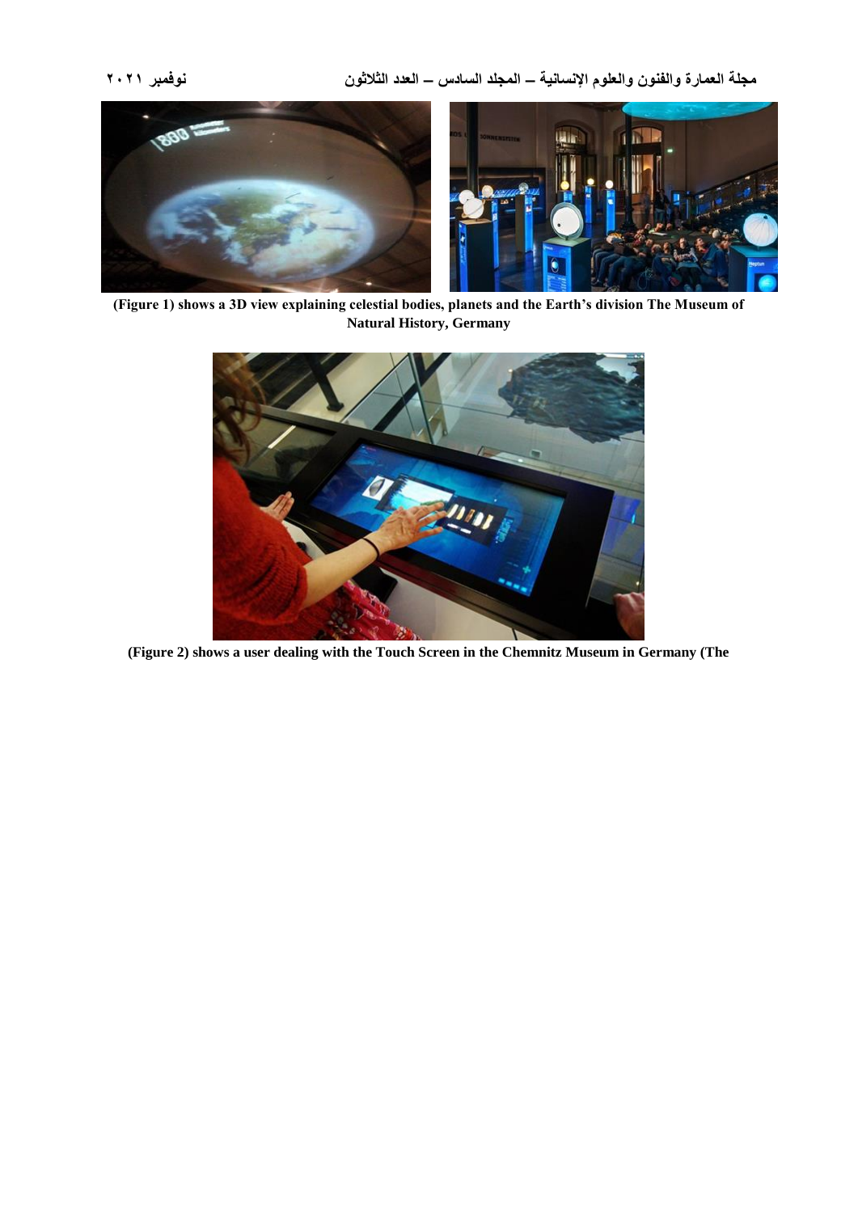(Figure 1) shows a 3D view explaining celestial bodies, planets and the Earth's division The Museum of Natural History, Germany

(Figure 2) shows a user dealing with the Touch Screen in the Chemnitz Museum in Germany (The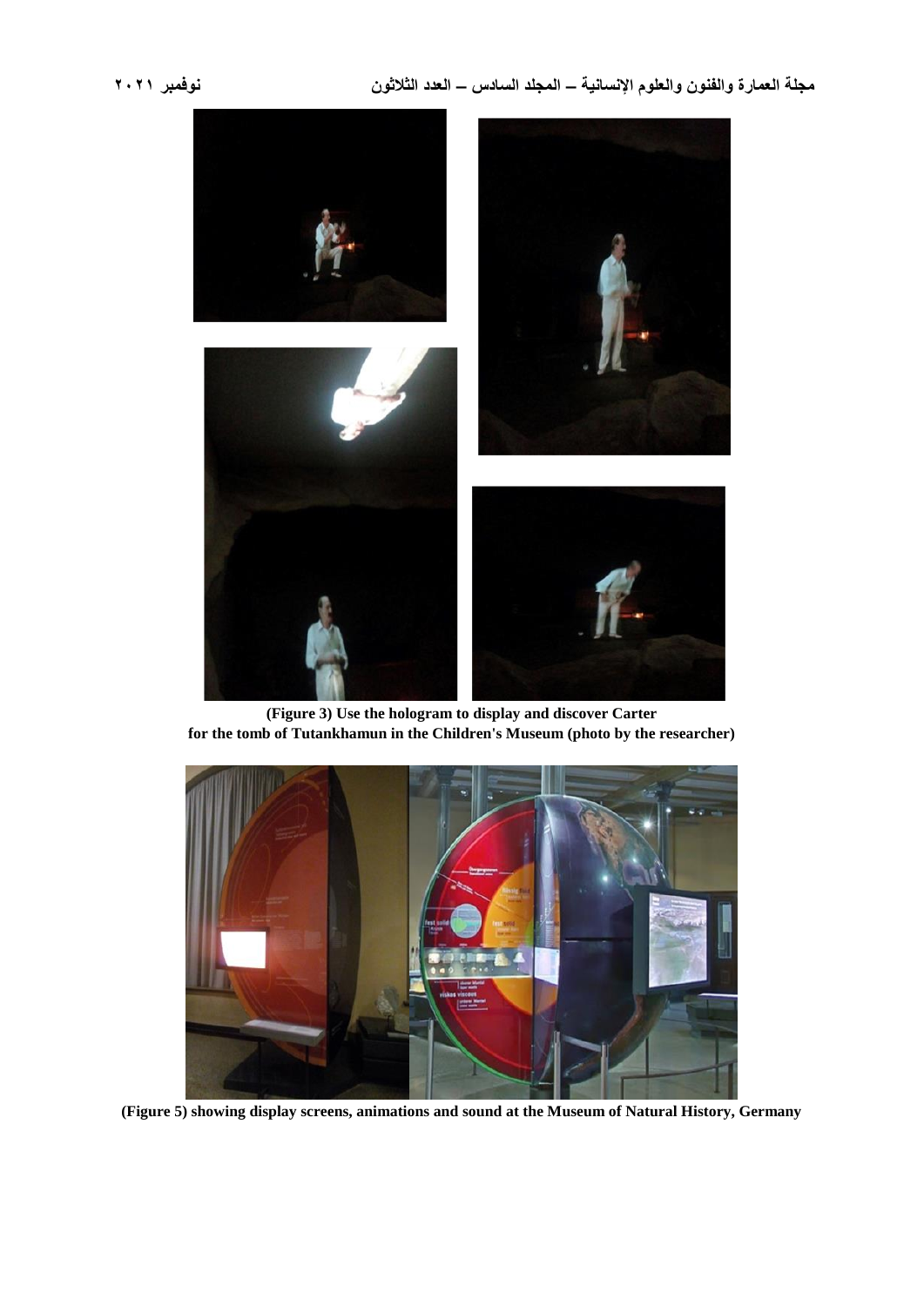(Figure 3) Use the hologram to display and discover Carter for the tomb of Tutankhamun in the Children's Museum (photo by the researcher)

(Figure 5) showing display screens, animations and sound at the Museum of Natural History, Germany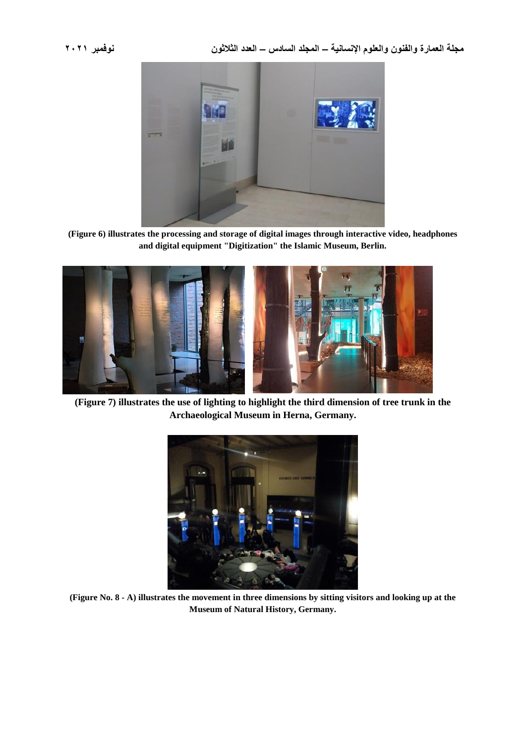**(Figure 6) illustrates the processing and storage of digital images through interactive video, headphones and digital equipment "Digitization" the Islamic Museum, Berlin.**

**(Figure 7) illustrates the use of lighting to highlight the third dimension of tree trunk in the Archaeological Museum in Herna, Germany.**

**(Figure No. 8 - A) illustrates the movement in three dimensions by sitting visitors and looking up at the Museum of Natural History, Germany.**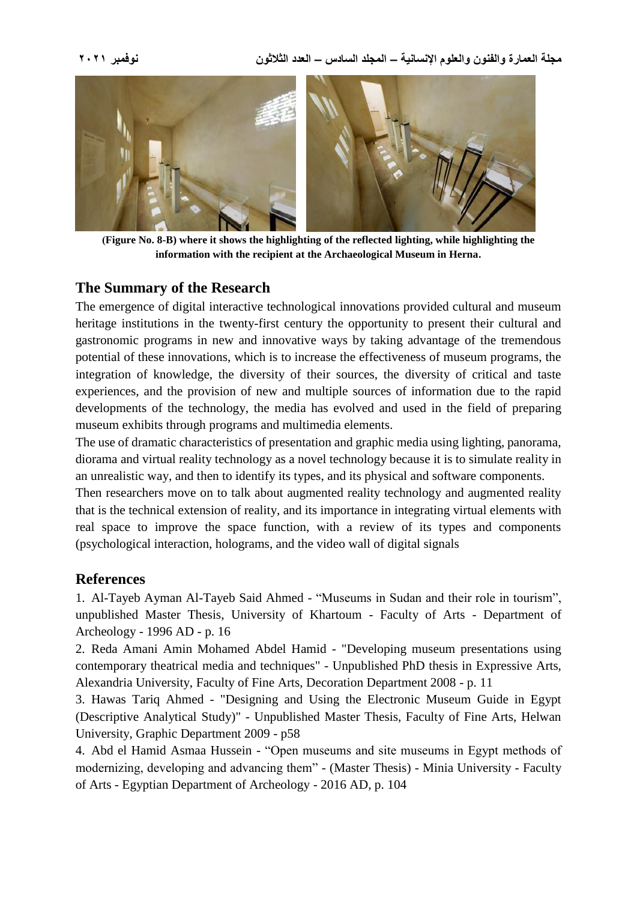**(Figure No. 8-B) where it shows the highlighting of the reflected lighting, while highlighting the information with the recipient at the Archaeological Museum in Herna.**

## The Summary of the Research

The emergence of digital interactive technological innovations provided cultural and museum heritage institutions in the twenty-first century the opportunity to present their cultural and gastronomic programs in new and innovative ways by taking advantage of the tremendous potential of these innovations, which is to increase the effectiveness of museum programs, the integration of knowledge, the diversity of their sources, the diversity of critical and taste experiences, and the provision of new and multiple sources of information due to the rapid developments of the technology, the media has evolved and used in the field of preparing museum exhibits through programs and multimedia elements.

The use of dramatic characteristics of presentation and graphic media using lighting, panorama, diorama and virtual reality technology as a novel technology because it is to simulate reality in an unrealistic way, and then to identify its types, and its physical and software components.

Then researchers move on to talk about augmented reality technology and augmented reality that is the technical extension of reality, and its importance in integrating virtual elements with real space to improve the space function, with a review of its types and components (psychological interaction, holograms, and the video wall of digital signals

## References

1. Al-Tayeb Ayman Al-Tayeb Said Ahmed - “Museums in Sudan and their role in tourism”, unpublished Master Thesis, University of Khartoum - Faculty of Arts - Department of Archeology - 1996 AD - p. 16
2. Reda Amani Amin Mohamed Abdel Hamid - "Developing museum presentations using contemporary theatrical media and techniques" - Unpublished PhD thesis in Expressive Arts, Alexandria University, Faculty of Fine Arts, Decoration Department 2008 - p. 11
3. Hawas Tariq Ahmed - "Designing and Using the Electronic Museum Guide in Egypt (Descriptive Analytical Study)" - Unpublished Master Thesis, Faculty of Fine Arts, Helwan University, Graphic Department 2009 - p58
4. Abd el Hamid Asmaa Hussein - “Open museums and site museums in Egypt methods of modernizing, developing and advancing them” - (Master Thesis) - Minia University - Faculty of Arts - Egyptian Department of Archeology - 2016 AD, p. 104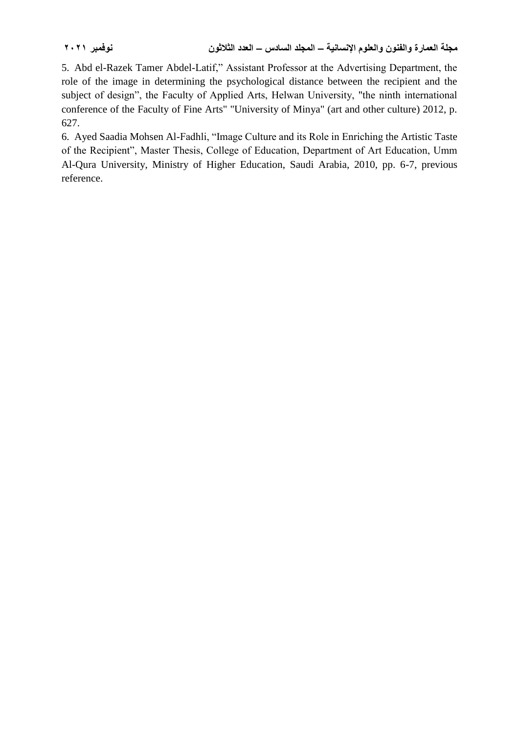5. Abd el-Razek Tamer Abdel-Latif," Assistant Professor at the Advertising Department, the role of the image in determining the psychological distance between the recipient and the subject of design", the Faculty of Applied Arts, Helwan University, "the ninth international conference of the Faculty of Fine Arts" "University of Minya" (art and other culture) 2012, p. 627.

6. Ayed Saadia Mohsen Al-Fadhli, "Image Culture and its Role in Enriching the Artistic Taste of the Recipient", Master Thesis, College of Education, Department of Art Education, Umm Al-Qura University, Ministry of Higher Education, Saudi Arabia, 2010, pp. 6-7, previous reference.